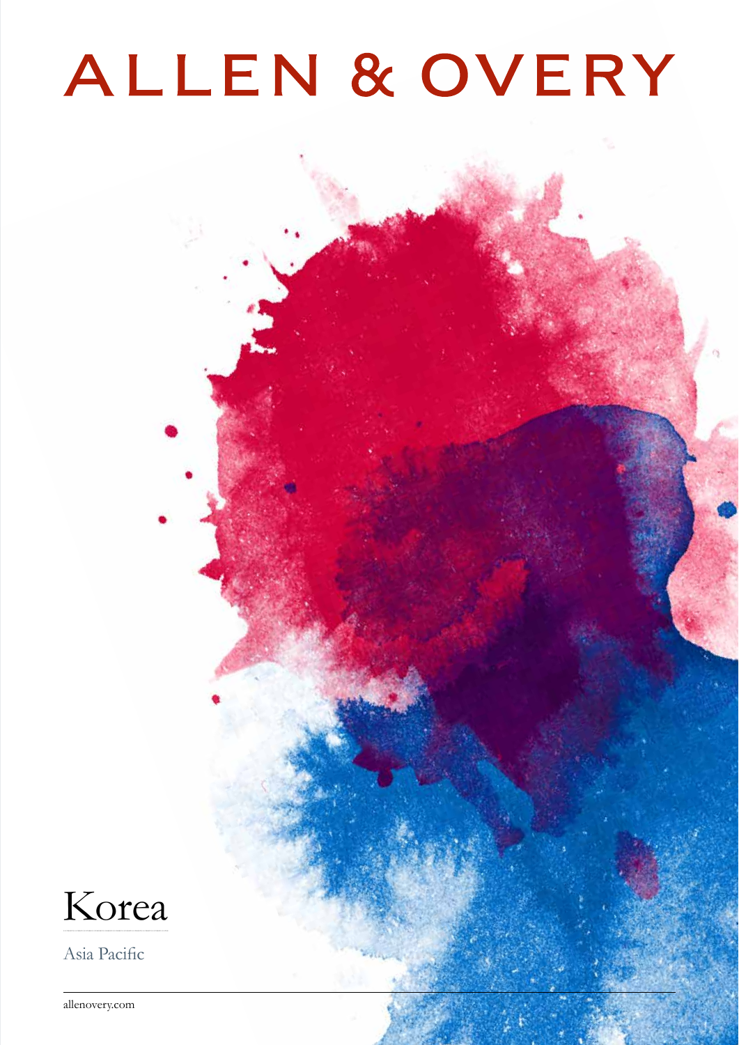# ALLEN & OVERY

# Korea

Asia Pacific

allenovery.com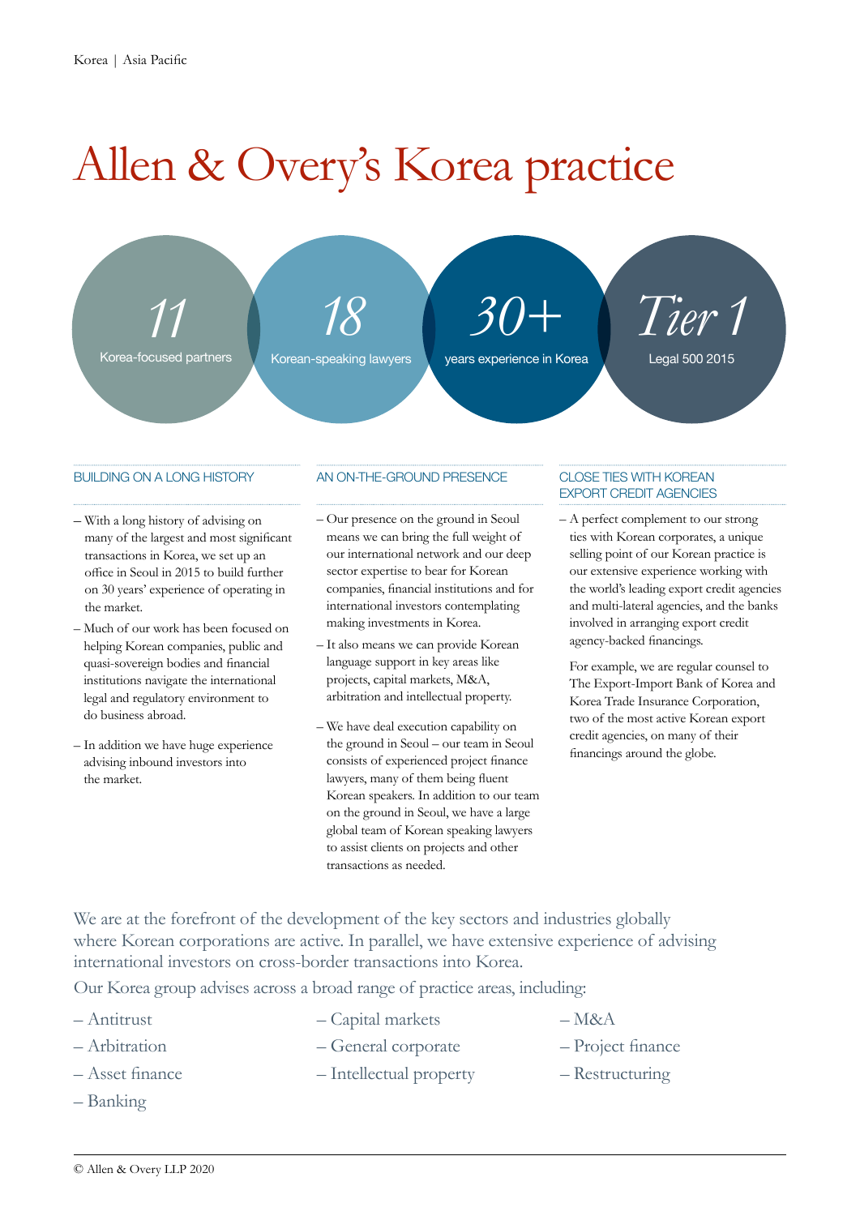# Allen & Overy's Korea practice

**11** Korea-focused partners

**18** Korean-speaking lawyers

**30+** years experience in Korea

**Tier 1** Legal 500 2015

## BUILDING ON A LONG HISTORY

– With a long history of advising on many of the largest and most significant transactions in Korea, we set up an office in Seoul in 2015 to build further on 30 years' experience of operating in the market.

– Much of our work has been focused on helping Korean companies, public and quasi-sovereign bodies and financial institutions navigate the international legal and regulatory environment to do business abroad.

– In addition we have huge experience advising inbound investors into the market.

## AN ON-THE-GROUND PRESENCE

– Our presence on the ground in Seoul means we can bring the full weight of our international network and our deep sector expertise to bear for Korean companies, financial institutions and for international investors contemplating making investments in Korea.

– It also means we can provide Korean language support in key areas like projects, capital markets, M&A, arbitration and intellectual property.

– We have deal execution capability on the ground in Seoul – our team in Seoul consists of experienced project finance lawyers, many of them being fluent Korean speakers. In addition to our team on the ground in Seoul, we have a large global team of Korean speaking lawyers to assist clients on projects and other transactions as needed.

## CLOSE TIES WITH KOREAN EXPORT CREDIT AGENCIES

– A perfect complement to our strong ties with Korean corporates, a unique selling point of our Korean practice is our extensive experience working with the world's leading export credit agencies and multi-lateral agencies, and the banks involved in arranging export credit agency-backed financings.

For example, we are regular counsel to The Export-Import Bank of Korea and Korea Trade Insurance Corporation, two of the most active Korean export credit agencies, on many of their financings around the globe.

We are at the forefront of the development of the key sectors and industries globally where Korean corporations are active. In parallel, we have extensive experience of advising international investors on cross-border transactions into Korea.

Our Korea group advises across a broad range of practice areas, including:

– Antitrust
– Arbitration
– Asset finance
– Banking
– Capital markets
– General corporate
– Intellectual property
– M&A
– Project finance
– Restructuring

© Allen & Overy LLP 2020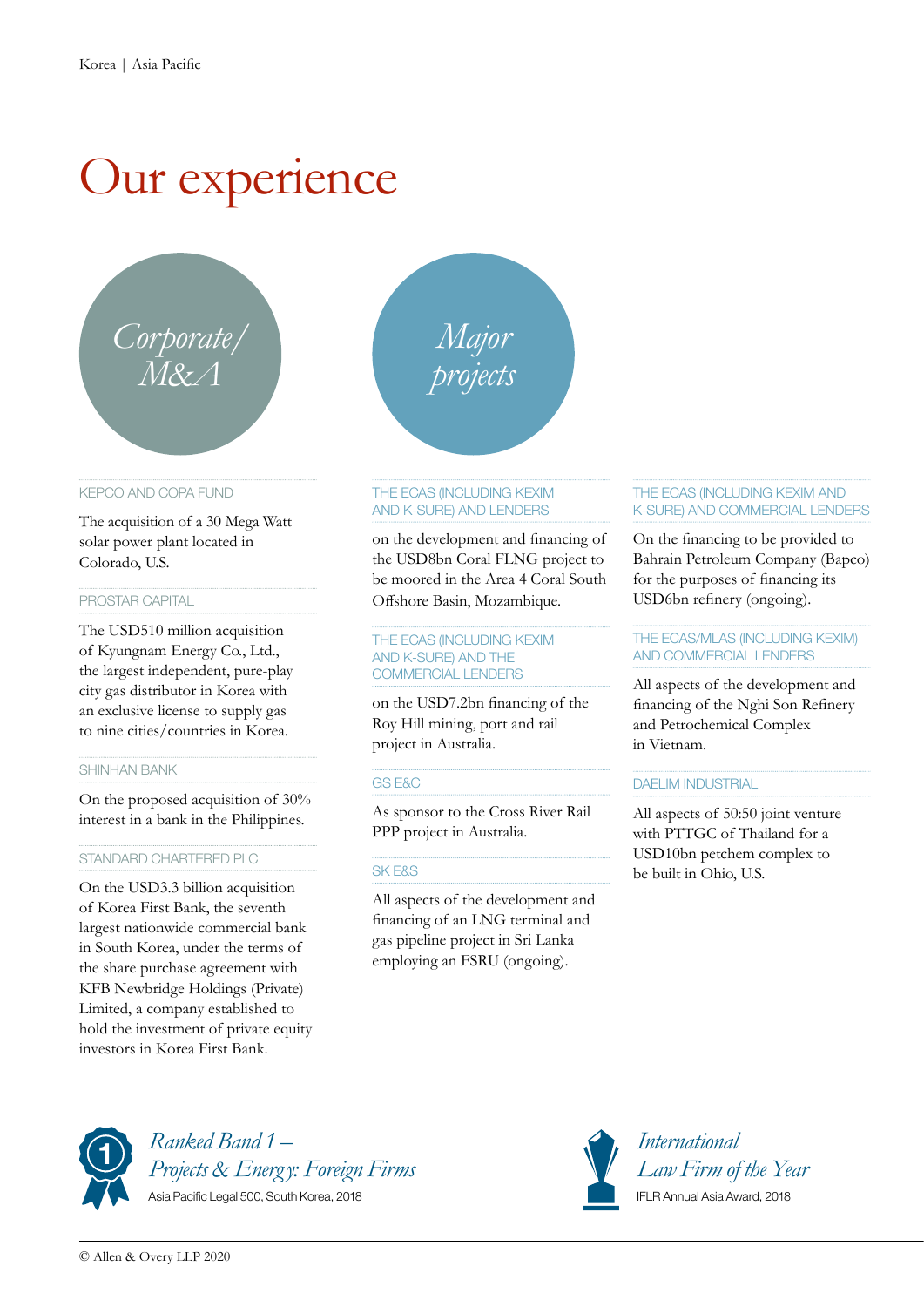# Our experience

## *Corporate/ M&A*

### KEPCO AND COPA FUND

The acquisition of a 30 Mega Watt solar power plant located in Colorado, U.S.

### PROSTAR CAPITAL

The USD510 million acquisition of Kyungnam Energy Co., Ltd., the largest independent, pure-play city gas distributor in Korea with an exclusive license to supply gas to nine cities/countries in Korea.

### SHINHAN BANK

On the proposed acquisition of 30% interest in a bank in the Philippines.

### STANDARD CHARTERED PLC

On the USD3.3 billion acquisition of Korea First Bank, the seventh largest nationwide commercial bank in South Korea, under the terms of the share purchase agreement with KFB Newbridge Holdings (Private) Limited, a company established to hold the investment of private equity investors in Korea First Bank.

## *Major projects*

### THE ECAS (INCLUDING KEXIM AND K-SURE) AND LENDERS

on the development and financing of the USD8bn Coral FLNG project to be moored in the Area 4 Coral South Offshore Basin, Mozambique.

### THE ECAS (INCLUDING KEXIM AND K-SURE) AND THE COMMERCIAL LENDERS

on the USD7.2bn financing of the Roy Hill mining, port and rail project in Australia.

### GS E&C

As sponsor to the Cross River Rail PPP project in Australia.

### SK E&S

All aspects of the development and financing of an LNG terminal and gas pipeline project in Sri Lanka employing an FSRU (ongoing).

### THE ECAS (INCLUDING KEXIM AND K-SURE) AND COMMERCIAL LENDERS

On the financing to be provided to Bahrain Petroleum Company (Bapco) for the purposes of financing its USD6bn refinery (ongoing).

### THE ECAS/MLAS (INCLUDING KEXIM) AND COMMERCIAL LENDERS

All aspects of the development and financing of the Nghi Son Refinery and Petrochemical Complex in Vietnam.

### DAELIM INDUSTRIAL

All aspects of 50:50 joint venture with PTTGC of Thailand for a USD10bn petchem complex to be built in Ohio, U.S.

*Ranked Band 1 – Projects & Energy: Foreign Firms*
Asia Pacific Legal 500, South Korea, 2018

*International Law Firm of the Year*
IFLR Annual Asia Award, 2018

© Allen & Overy LLP 2020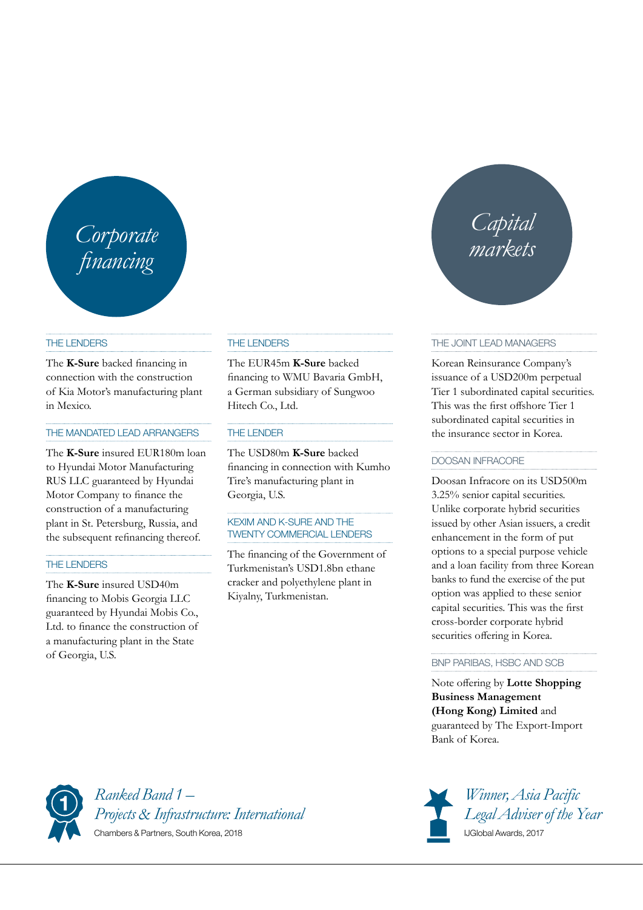## *Corporate financing*

#### THE LENDERS

The **K-Sure** backed financing in connection with the construction of Kia Motor's manufacturing plant in Mexico.

#### THE MANDATED LEAD ARRANGERS

The **K-Sure** insured EUR180m loan to Hyundai Motor Manufacturing RUS LLC guaranteed by Hyundai Motor Company to finance the construction of a manufacturing plant in St. Petersburg, Russia, and the subsequent refinancing thereof.

#### THE LENDERS

The **K-Sure** insured USD40m financing to Mobis Georgia LLC guaranteed by Hyundai Mobis Co., Ltd. to finance the construction of a manufacturing plant in the State of Georgia, U.S.

#### THE LENDERS

The EUR45m **K-Sure** backed financing to WMU Bavaria GmbH, a German subsidiary of Sungwoo Hitech Co., Ltd.

#### THE LENDER

The USD80m **K-Sure** backed financing in connection with Kumho Tire's manufacturing plant in Georgia, U.S.

#### KEXIM AND K-SURE AND THE TWENTY COMMERCIAL LENDERS

The financing of the Government of Turkmenistan's USD1.8bn ethane cracker and polyethylene plant in Kiyalny, Turkmenistan.

*Ranked Band 1 – Projects & Infrastructure: International*

Chambers & Partners, South Korea, 2018

## *Capital markets*

#### THE JOINT LEAD MANAGERS

Korean Reinsurance Company's issuance of a USD200m perpetual Tier 1 subordinated capital securities. This was the first offshore Tier 1 subordinated capital securities in the insurance sector in Korea.

#### DOOSAN INFRACORE

Doosan Infracore on its USD500m 3.25% senior capital securities. Unlike corporate hybrid securities issued by other Asian issuers, a credit enhancement in the form of put options to a special purpose vehicle and a loan facility from three Korean banks to fund the exercise of the put option was applied to these senior capital securities. This was the first cross-border corporate hybrid securities offering in Korea.

#### BNP PARIBAS, HSBC AND SCB

Note offering by **Lotte Shopping Business Management (Hong Kong) Limited** and guaranteed by The Export-Import Bank of Korea.

*Winner, Asia Pacific Legal Adviser of the Year*

IJGlobal Awards, 2017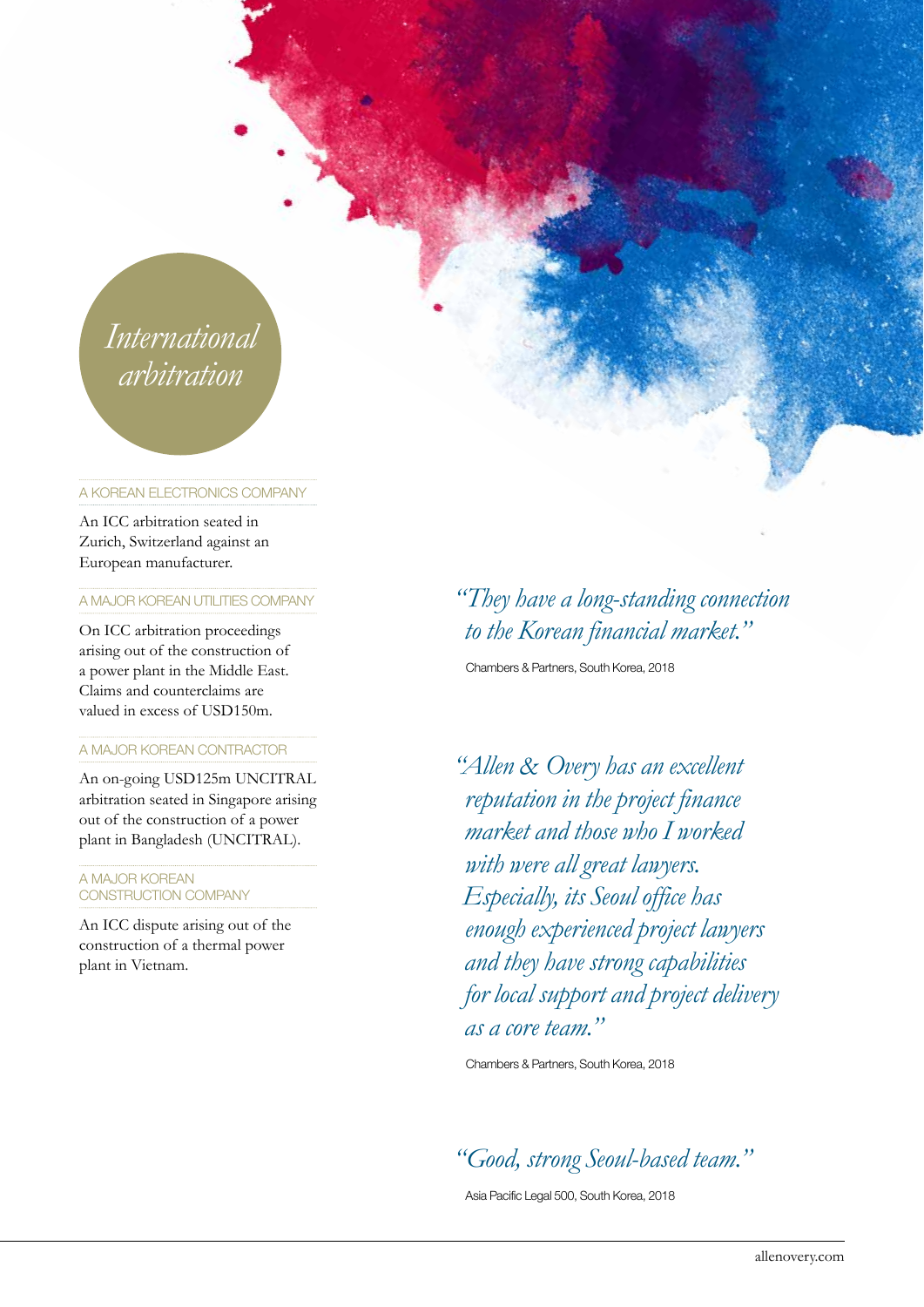# International arbitration

### A KOREAN ELECTRONICS COMPANY

An ICC arbitration seated in Zurich, Switzerland against an European manufacturer.

### A MAJOR KOREAN UTILITIES COMPANY

On ICC arbitration proceedings arising out of the construction of a power plant in the Middle East. Claims and counterclaims are valued in excess of USD150m.

### A MAJOR KOREAN CONTRACTOR

An on-going USD125m UNCITRAL arbitration seated in Singapore arising out of the construction of a power plant in Bangladesh (UNCITRAL).

### A MAJOR KOREAN CONSTRUCTION COMPANY

An ICC dispute arising out of the construction of a thermal power plant in Vietnam.

*"They have a long-standing connection to the Korean financial market."*

Chambers & Partners, South Korea, 2018

*"Allen & Overy has an excellent reputation in the project finance market and those who I worked with were all great lawyers. Especially, its Seoul office has enough experienced project lawyers and they have strong capabilities for local support and project delivery as a core team."*

Chambers & Partners, South Korea, 2018

*"Good, strong Seoul-based team."*

Asia Pacific Legal 500, South Korea, 2018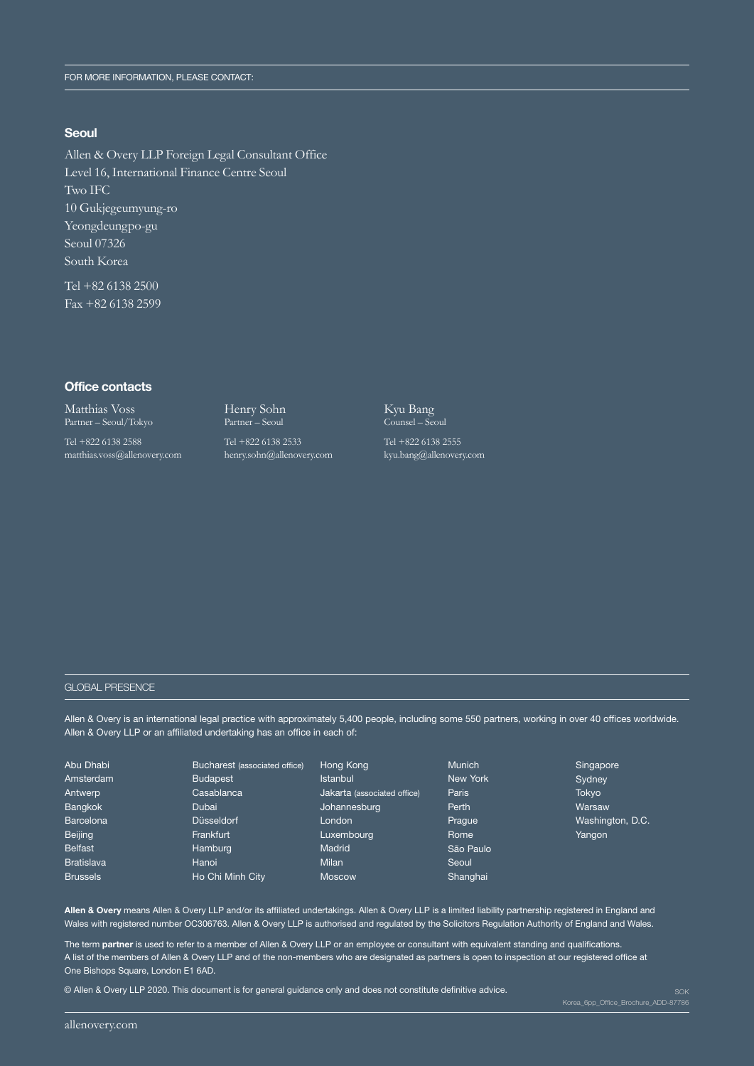FOR MORE INFORMATION, PLEASE CONTACT:

## Seoul

Allen & Overy LLP Foreign Legal Consultant Office
Level 16, International Finance Centre Seoul
Two IFC
10 Gukjegeumyung-ro
Yeongdeungpo-gu
Seoul 07326
South Korea

Tel +82 6138 2500
Fax +82 6138 2599

## Office contacts

Matthias Voss
Partner – Seoul/Tokyo

Tel +822 6138 2588
matthias.voss@allenovery.com

Henry Sohn
Partner – Seoul

Tel +822 6138 2533
henry.sohn@allenovery.com

Kyu Bang
Counsel – Seoul

Tel +822 6138 2555
kyu.bang@allenovery.com

GLOBAL PRESENCE

Allen & Overy is an international legal practice with approximately 5,400 people, including some 550 partners, working in over 40 offices worldwide. Allen & Overy LLP or an affiliated undertaking has an office in each of:

| | | | | |
|---|---|---|---|---|
| Abu Dhabi | Bucharest (associated office) | Hong Kong | Munich | Singapore |
| Amsterdam | Budapest | Istanbul | New York | Sydney |
| Antwerp | Casablanca | Jakarta (associated office) | Paris | Tokyo |
| Bangkok | Dubai | Johannesburg | Perth | Warsaw |
| Barcelona | Düsseldorf | London | Prague | Washington, D.C. |
| Beijing | Frankfurt | Luxembourg | Rome | Yangon |
| Belfast | Hamburg | Madrid | São Paulo | |
| Bratislava | Hanoi | Milan | Seoul | |
| Brussels | Ho Chi Minh City | Moscow | Shanghai | |

**Allen & Overy** means Allen & Overy LLP and/or its affiliated undertakings. Allen & Overy LLP is a limited liability partnership registered in England and Wales with registered number OC306763. Allen & Overy LLP is authorised and regulated by the Solicitors Regulation Authority of England and Wales.

The term **partner** is used to refer to a member of Allen & Overy LLP or an employee or consultant with equivalent standing and qualifications. A list of the members of Allen & Overy LLP and of the non-members who are designated as partners is open to inspection at our registered office at One Bishops Square, London E1 6AD.

© Allen & Overy LLP 2020. This document is for general guidance only and does not constitute definitive advice.

SOK
Korea_6pp_Office_Brochure_ADD-87786

allenovery.com